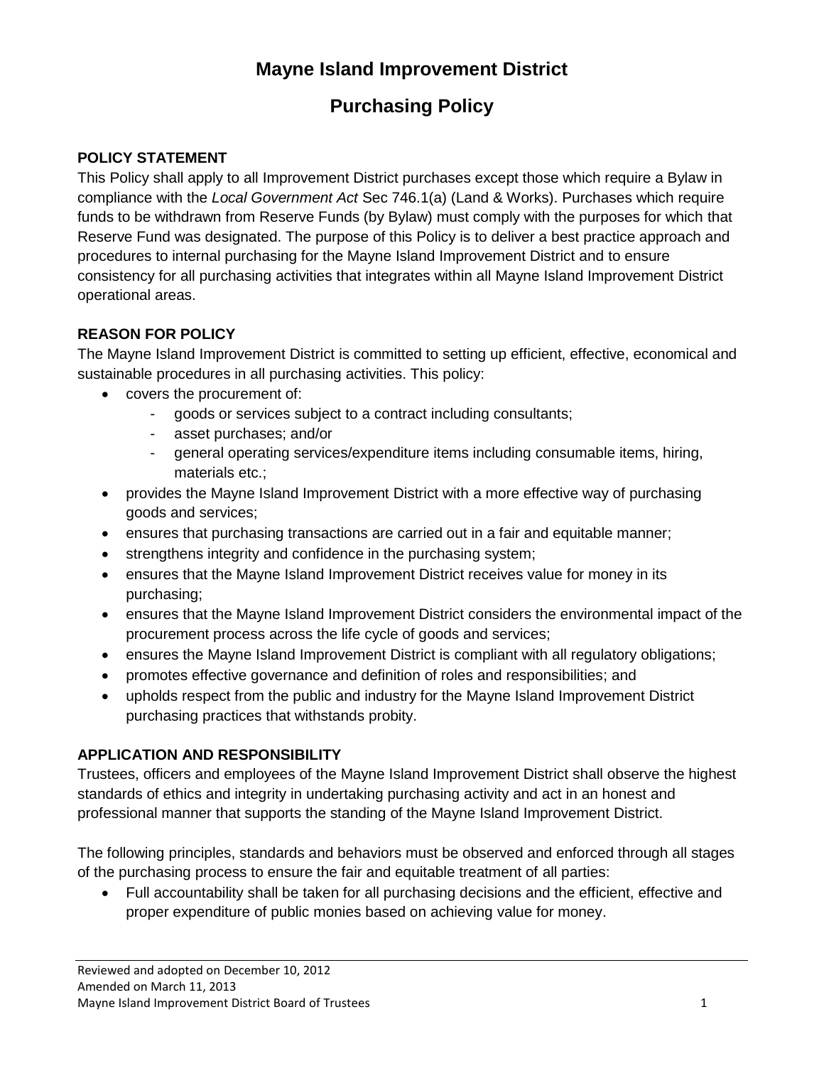# Mayne Island Improvement District

## Purchasing Policy

### POLICY STATEMENT

This Policy shall apply to all Improvement District purchases except those which require a Bylaw in compliance with the *Local Government Act* Sec 746.1(a) (Land & Works). Purchases which require funds to be withdrawn from Reserve Funds (by Bylaw) must comply with the purposes for which that Reserve Fund was designated. The purpose of this Policy is to deliver a best practice approach and procedures to internal purchasing for the Mayne Island Improvement District and to ensure consistency for all purchasing activities that integrates within all Mayne Island Improvement District operational areas.

### REASON FOR POLICY

The Mayne Island Improvement District is committed to setting up efficient, effective, economical and sustainable procedures in all purchasing activities. This policy:

- covers the procurement of:
  - goods or services subject to a contract including consultants;
  - asset purchases; and/or
  - general operating services/expenditure items including consumable items, hiring, materials etc.;
- provides the Mayne Island Improvement District with a more effective way of purchasing goods and services;
- ensures that purchasing transactions are carried out in a fair and equitable manner;
- strengthens integrity and confidence in the purchasing system;
- ensures that the Mayne Island Improvement District receives value for money in its purchasing;
- ensures that the Mayne Island Improvement District considers the environmental impact of the procurement process across the life cycle of goods and services;
- ensures the Mayne Island Improvement District is compliant with all regulatory obligations;
- promotes effective governance and definition of roles and responsibilities; and
- upholds respect from the public and industry for the Mayne Island Improvement District purchasing practices that withstands probity.

### APPLICATION AND RESPONSIBILITY

Trustees, officers and employees of the Mayne Island Improvement District shall observe the highest standards of ethics and integrity in undertaking purchasing activity and act in an honest and professional manner that supports the standing of the Mayne Island Improvement District.

The following principles, standards and behaviors must be observed and enforced through all stages of the purchasing process to ensure the fair and equitable treatment of all parties:

- Full accountability shall be taken for all purchasing decisions and the efficient, effective and proper expenditure of public monies based on achieving value for money.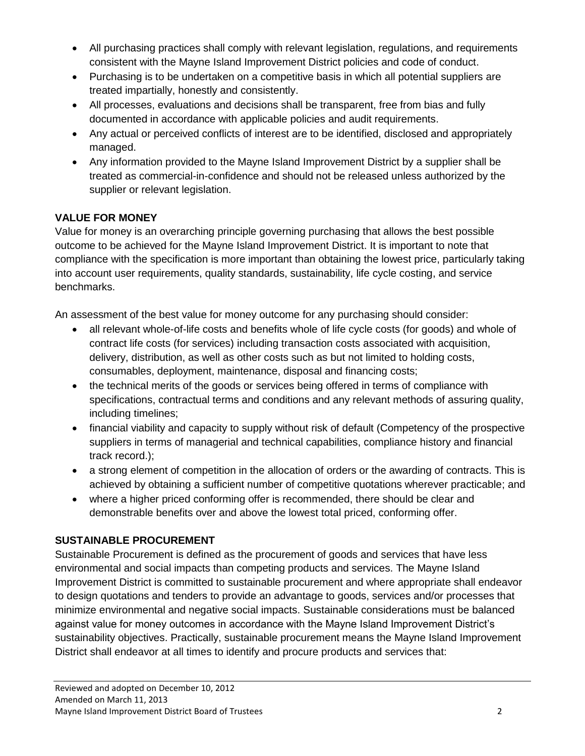- All purchasing practices shall comply with relevant legislation, regulations, and requirements consistent with the Mayne Island Improvement District policies and code of conduct.
- Purchasing is to be undertaken on a competitive basis in which all potential suppliers are treated impartially, honestly and consistently.
- All processes, evaluations and decisions shall be transparent, free from bias and fully documented in accordance with applicable policies and audit requirements.
- Any actual or perceived conflicts of interest are to be identified, disclosed and appropriately managed.
- Any information provided to the Mayne Island Improvement District by a supplier shall be treated as commercial-in-confidence and should not be released unless authorized by the supplier or relevant legislation.

**VALUE FOR MONEY**

Value for money is an overarching principle governing purchasing that allows the best possible outcome to be achieved for the Mayne Island Improvement District. It is important to note that compliance with the specification is more important than obtaining the lowest price, particularly taking into account user requirements, quality standards, sustainability, life cycle costing, and service benchmarks.

An assessment of the best value for money outcome for any purchasing should consider:

- all relevant whole-of-life costs and benefits whole of life cycle costs (for goods) and whole of contract life costs (for services) including transaction costs associated with acquisition, delivery, distribution, as well as other costs such as but not limited to holding costs, consumables, deployment, maintenance, disposal and financing costs;
- the technical merits of the goods or services being offered in terms of compliance with specifications, contractual terms and conditions and any relevant methods of assuring quality, including timelines;
- financial viability and capacity to supply without risk of default (Competency of the prospective suppliers in terms of managerial and technical capabilities, compliance history and financial track record.);
- a strong element of competition in the allocation of orders or the awarding of contracts. This is achieved by obtaining a sufficient number of competitive quotations wherever practicable; and
- where a higher priced conforming offer is recommended, there should be clear and demonstrable benefits over and above the lowest total priced, conforming offer.

**SUSTAINABLE PROCUREMENT**

Sustainable Procurement is defined as the procurement of goods and services that have less environmental and social impacts than competing products and services. The Mayne Island Improvement District is committed to sustainable procurement and where appropriate shall endeavor to design quotations and tenders to provide an advantage to goods, services and/or processes that minimize environmental and negative social impacts. Sustainable considerations must be balanced against value for money outcomes in accordance with the Mayne Island Improvement District's sustainability objectives. Practically, sustainable procurement means the Mayne Island Improvement District shall endeavor at all times to identify and procure products and services that: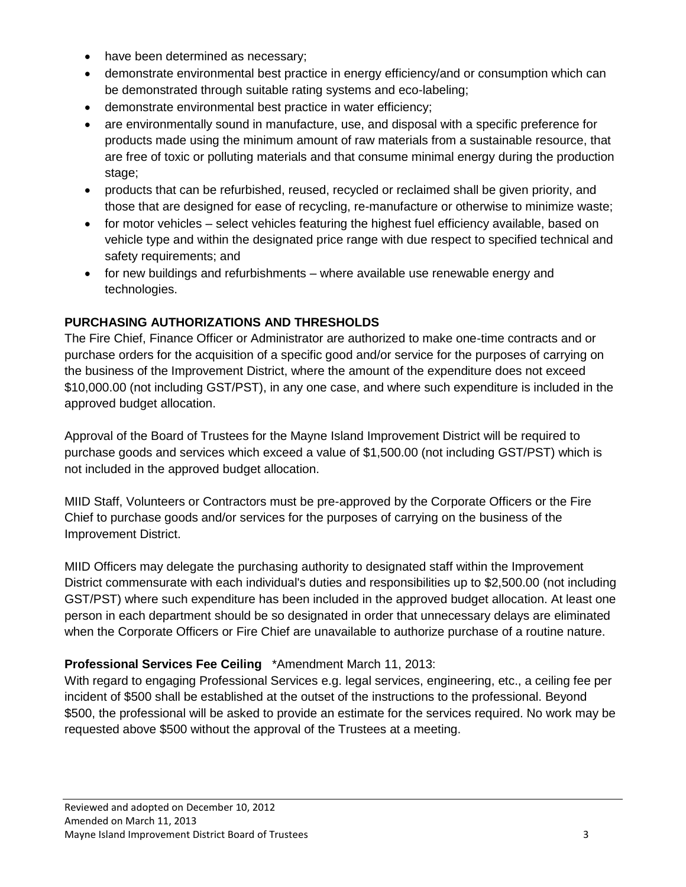- have been determined as necessary;
- demonstrate environmental best practice in energy efficiency/and or consumption which can be demonstrated through suitable rating systems and eco-labeling;
- demonstrate environmental best practice in water efficiency;
- are environmentally sound in manufacture, use, and disposal with a specific preference for products made using the minimum amount of raw materials from a sustainable resource, that are free of toxic or polluting materials and that consume minimal energy during the production stage;
- products that can be refurbished, reused, recycled or reclaimed shall be given priority, and those that are designed for ease of recycling, re-manufacture or otherwise to minimize waste;
- for motor vehicles – select vehicles featuring the highest fuel efficiency available, based on vehicle type and within the designated price range with due respect to specified technical and safety requirements; and
- for new buildings and refurbishments – where available use renewable energy and technologies.

## PURCHASING AUTHORIZATIONS AND THRESHOLDS

The Fire Chief, Finance Officer or Administrator are authorized to make one-time contracts and or purchase orders for the acquisition of a specific good and/or service for the purposes of carrying on the business of the Improvement District, where the amount of the expenditure does not exceed $10,000.00 (not including GST/PST), in any one case, and where such expenditure is included in the approved budget allocation.

Approval of the Board of Trustees for the Mayne Island Improvement District will be required to purchase goods and services which exceed a value of $1,500.00 (not including GST/PST) which is not included in the approved budget allocation.

MIID Staff, Volunteers or Contractors must be pre-approved by the Corporate Officers or the Fire Chief to purchase goods and/or services for the purposes of carrying on the business of the Improvement District.

MIID Officers may delegate the purchasing authority to designated staff within the Improvement District commensurate with each individual's duties and responsibilities up to $2,500.00 (not including GST/PST) where such expenditure has been included in the approved budget allocation. At least one person in each department should be so designated in order that unnecessary delays are eliminated when the Corporate Officers or Fire Chief are unavailable to authorize purchase of a routine nature.

**Professional Services Fee Ceiling** *Amendment March 11, 2013:

With regard to engaging Professional Services e.g. legal services, engineering, etc., a ceiling fee per incident of $500 shall be established at the outset of the instructions to the professional. Beyond $500, the professional will be asked to provide an estimate for the services required. No work may be requested above $500 without the approval of the Trustees at a meeting.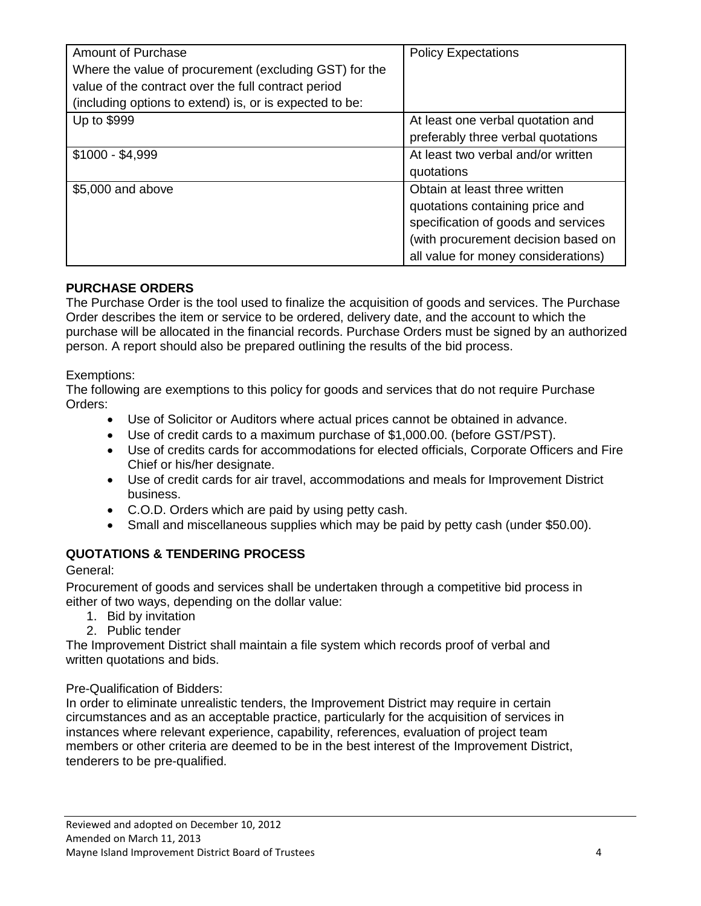| Amount of Purchase Where the value of procurement (excluding GST) for the value of the contract over the full contract period (including options to extend) is, or is expected to be: | Policy Expectations |
|---|---|
| Up to $999 | At least one verbal quotation and preferably three verbal quotations |
| $1000 - $4,999 | At least two verbal and/or written quotations |
| $5,000 and above | Obtain at least three written quotations containing price and specification of goods and services (with procurement decision based on all value for money considerations) |

**PURCHASE ORDERS**

The Purchase Order is the tool used to finalize the acquisition of goods and services. The Purchase Order describes the item or service to be ordered, delivery date, and the account to which the purchase will be allocated in the financial records. Purchase Orders must be signed by an authorized person. A report should also be prepared outlining the results of the bid process.

Exemptions:

The following are exemptions to this policy for goods and services that do not require Purchase Orders:

- Use of Solicitor or Auditors where actual prices cannot be obtained in advance.
- Use of credit cards to a maximum purchase of $1,000.00. (before GST/PST).
- Use of credits cards for accommodations for elected officials, Corporate Officers and Fire Chief or his/her designate.
- Use of credit cards for air travel, accommodations and meals for Improvement District business.
- C.O.D. Orders which are paid by using petty cash.
- Small and miscellaneous supplies which may be paid by petty cash (under $50.00).

**QUOTATIONS & TENDERING PROCESS**

General:

Procurement of goods and services shall be undertaken through a competitive bid process in either of two ways, depending on the dollar value:

1. Bid by invitation
2. Public tender

The Improvement District shall maintain a file system which records proof of verbal and written quotations and bids.

Pre-Qualification of Bidders:

In order to eliminate unrealistic tenders, the Improvement District may require in certain circumstances and as an acceptable practice, particularly for the acquisition of services in instances where relevant experience, capability, references, evaluation of project team members or other criteria are deemed to be in the best interest of the Improvement District, tenderers to be pre-qualified.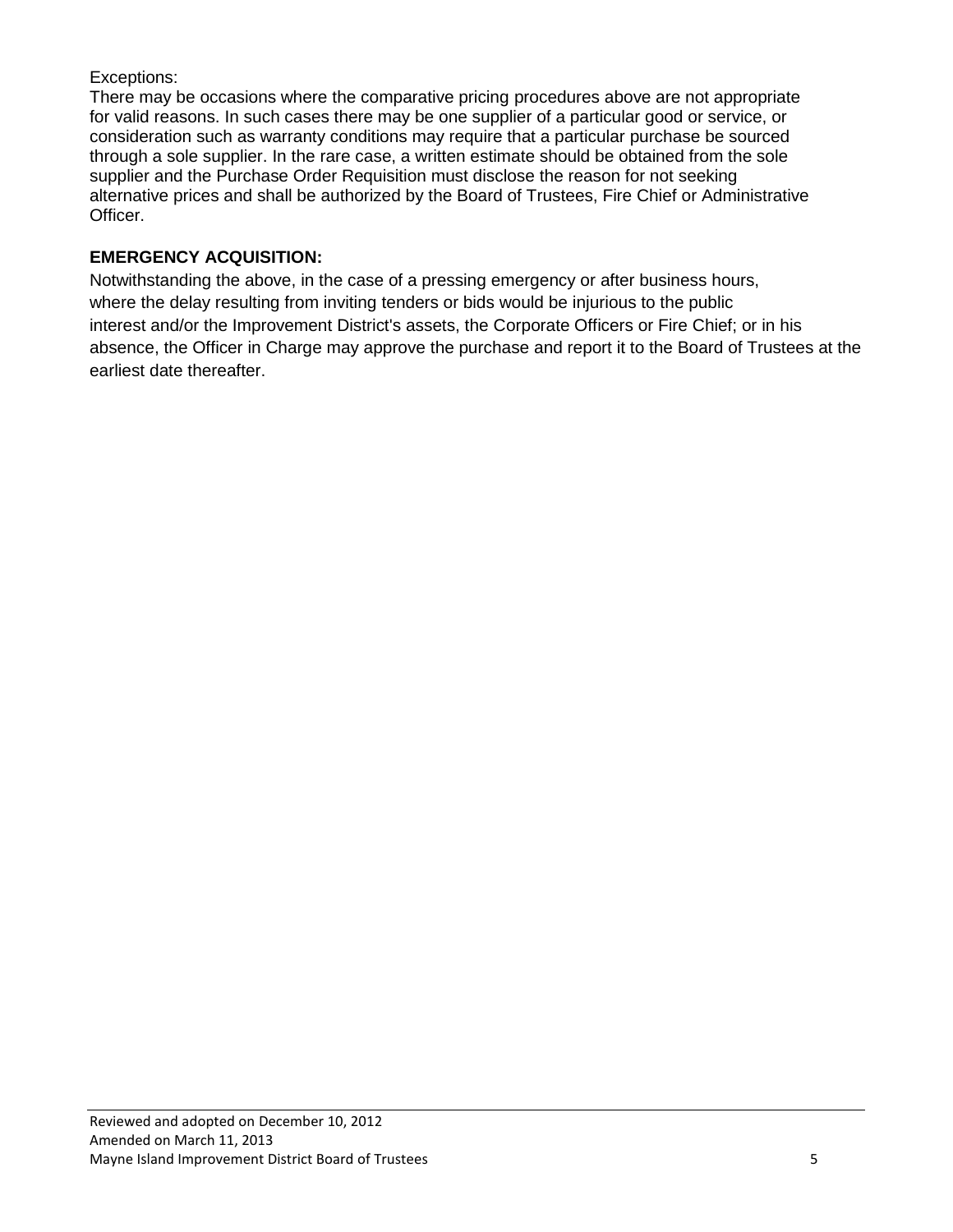Exceptions:
There may be occasions where the comparative pricing procedures above are not appropriate for valid reasons. In such cases there may be one supplier of a particular good or service, or consideration such as warranty conditions may require that a particular purchase be sourced through a sole supplier. In the rare case, a written estimate should be obtained from the sole supplier and the Purchase Order Requisition must disclose the reason for not seeking alternative prices and shall be authorized by the Board of Trustees, Fire Chief or Administrative Officer.

**EMERGENCY ACQUISITION:**

Notwithstanding the above, in the case of a pressing emergency or after business hours, where the delay resulting from inviting tenders or bids would be injurious to the public interest and/or the Improvement District's assets, the Corporate Officers or Fire Chief; or in his absence, the Officer in Charge may approve the purchase and report it to the Board of Trustees at the earliest date thereafter.